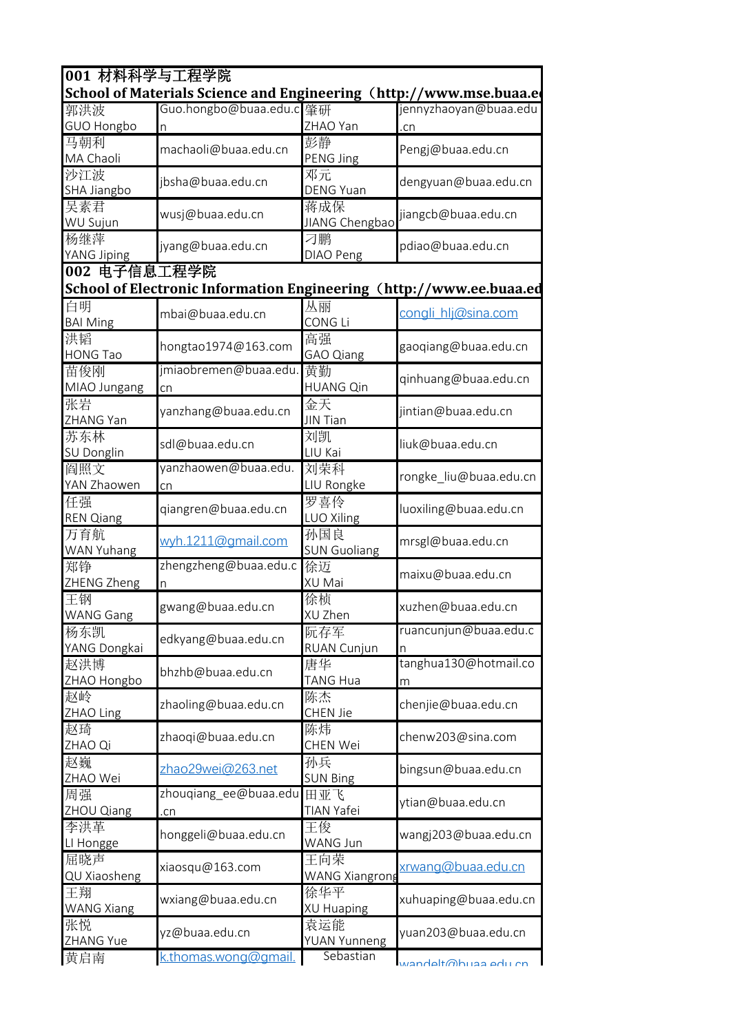| 001 材料科学与工程学院<br>School of Materials Science and Engineering（http://www.mse.buaa.e | | | |
|---|---|---|---|
| 郭洪波<br>GUO Hongbo | Guo.hongbo@buaa.edu.cn | 肇研<br>ZHAO Yan | jennyzhaoyan@buaa.edu.cn |
| 马朝利<br>MA Chaoli | machaoli@buaa.edu.cn | 彭静<br>PENG Jing | Pengj@buaa.edu.cn |
| 沙江波<br>SHA Jiangbo | jbsha@buaa.edu.cn | 邓元<br>DENG Yuan | dengyuan@buaa.edu.cn |
| 吴素君<br>WU Sujun | wusj@buaa.edu.cn | 蒋成保<br>JIANG Chengbao | jiangcb@buaa.edu.cn |
| 杨继萍<br>YANG Jiping | jyang@buaa.edu.cn | 刁鹏<br>DIAO Peng | pdiao@buaa.edu.cn |
| **002 电子信息工程学院<br>School of Electronic Information Engineering（http://www.ee.buaa.ed** | | | |
| 白明<br>BAI Ming | mbai@buaa.edu.cn | 丛丽<br>CONG Li | congli_hlj@sina.com |
| 洪韬<br>HONG Tao | hongtao1974@163.com | 高强<br>GAO Qiang | gaoqiang@buaa.edu.cn |
| 苗俊刚<br>MIAO Jungang | jmiaobremen@buaa.edu.cn | 黄勤<br>HUANG Qin | qinhuang@buaa.edu.cn |
| 张岩<br>ZHANG Yan | yanzhang@buaa.edu.cn | 金天<br>JIN Tian | jintian@buaa.edu.cn |
| 苏东林<br>SU Donglin | sdl@buaa.edu.cn | 刘凯<br>LIU Kai | liuk@buaa.edu.cn |
| 阎照文<br>YAN Zhaowen | yanzhaowen@buaa.edu.cn | 刘荣科<br>LIU Rongke | rongke_liu@buaa.edu.cn |
| 任强<br>REN Qiang | qiangren@buaa.edu.cn | 罗喜伶<br>LUO Xiling | luoxiling@buaa.edu.cn |
| 万育航<br>WAN Yuhang | wyh.1211@gmail.com | 孙国良<br>SUN Guoliang | mrsgl@buaa.edu.cn |
| 郑铮<br>ZHENG Zheng | zhengzheng@buaa.edu.cn | 徐迈<br>XU Mai | maixu@buaa.edu.cn |
| 王钢<br>WANG Gang | gwang@buaa.edu.cn | 徐桢<br>XU Zhen | xuzhen@buaa.edu.cn |
| 杨东凯<br>YANG Dongkai | edkyang@buaa.edu.cn | 阮存军<br>RUAN Cunjun | ruancunjun@buaa.edu.cn |
| 赵洪博<br>ZHAO Hongbo | bhzhb@buaa.edu.cn | 唐华<br>TANG Hua | tanghua130@hotmail.com |
| 赵岭<br>ZHAO Ling | zhaoling@buaa.edu.cn | 陈杰<br>CHEN Jie | chenjie@buaa.edu.cn |
| 赵琦<br>ZHAO Qi | zhaoqi@buaa.edu.cn | 陈炜<br>CHEN Wei | chenw203@sina.com |
| 赵巍<br>ZHAO Wei | zhao29wei@263.net | 孙兵<br>SUN Bing | bingsun@buaa.edu.cn |
| 周强<br>ZHOU Qiang | zhouqiang_ee@buaa.edu.cn | 田亚飞<br>TIAN Yafei | ytian@buaa.edu.cn |
| 李洪革<br>LI Hongge | honggeli@buaa.edu.cn | 王俊<br>WANG Jun | wangj203@buaa.edu.cn |
| 屈晓声<br>QU Xiaosheng | xiaosqu@163.com | 王向荣<br>WANG Xiangrong | xrwang@buaa.edu.cn |
| 王翔<br>WANG Xiang | wxiang@buaa.edu.cn | 徐华平<br>XU Huaping | xuhuaping@buaa.edu.cn |
| 张悦<br>ZHANG Yue | yz@buaa.edu.cn | 袁运能<br>YUAN Yunneng | yuan203@buaa.edu.cn |
| 黄启南 | k.thomas.wong@gmail. | Sebastian | wandelt@buaa.edu.cn |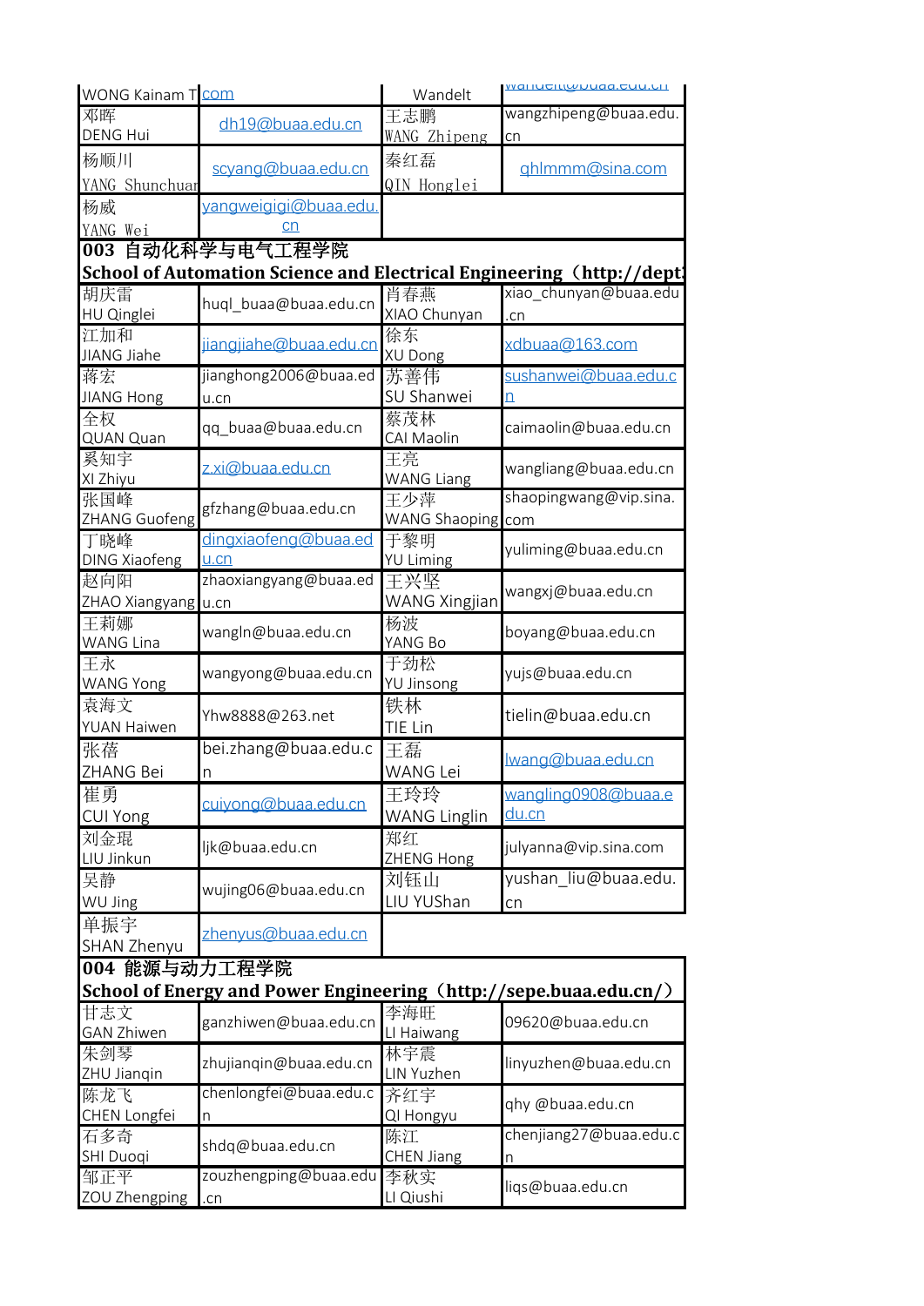| | | | |
|---|---|---|---|
| WONG Kainam T | com | Wandelt | wandelt@buaa.edu.cn |
| 邓晖 DENG Hui | dh19@buaa.edu.cn | 王志鹏 WANG Zhipeng | wangzhipeng@buaa.edu.cn |
| 杨顺川 YANG Shunchuan | scyang@buaa.edu.cn | 秦红磊 QIN Honglei | qhlmmm@sina.com |
| 杨威 YANG Wei | yangweiqiqi@buaa.edu.cn | | |

## 003 自动化科学与电气工程学院

**School of Automation Science and Electrical Engineering（http://dept**

| | | | |
|---|---|---|---|
| 胡庆雷 HU Qinglei | huql_buaa@buaa.edu.cn | 肖春燕 XIAO Chunyan | xiao_chunyan@buaa.edu.cn |
| 江加和 JIANG Jiahe | jiangjiahe@buaa.edu.cn | 徐东 XU Dong | xdbuaa@163.com |
| 蒋宏 JIANG Hong | jianghong2006@buaa.edu.cn | 苏善伟 SU Shanwei | sushanwei@buaa.edu.cn |
| 全权 QUAN Quan | qq_buaa@buaa.edu.cn | 蔡茂林 CAI Maolin | caimaolin@buaa.edu.cn |
| 奚知宇 XI Zhiyu | z.xi@buaa.edu.cn | 王亮 WANG Liang | wangliang@buaa.edu.cn |
| 张国峰 ZHANG Guofeng | gfzhang@buaa.edu.cn | 王少萍 WANG Shaoping | shaopingwang@vip.sina.com |
| 丁晓峰 DING Xiaofeng | dingxiaofeng@buaa.edu.cn | 于黎明 YU Liming | yuliming@buaa.edu.cn |
| 赵向阳 ZHAO Xiangyang | zhaoxiangyang@buaa.edu.cn | 王兴坚 WANG Xingjian | wangxj@buaa.edu.cn |
| 王莉娜 WANG Lina | wangln@buaa.edu.cn | 杨波 YANG Bo | boyang@buaa.edu.cn |
| 王永 WANG Yong | wangyong@buaa.edu.cn | 于劲松 YU Jinsong | yujs@buaa.edu.cn |
| 袁海文 YUAN Haiwen | Yhw8888@263.net | 铁林 TIE Lin | tielin@buaa.edu.cn |
| 张蓓 ZHANG Bei | bei.zhang@buaa.edu.cn | 王磊 WANG Lei | lwang@buaa.edu.cn |
| 崔勇 CUI Yong | cuiyong@buaa.edu.cn | 王玲玲 WANG Lingling | wangling0908@buaa.edu.cn |
| 刘金琨 LIU Jinkun | ljk@buaa.edu.cn | 郑红 ZHENG Hong | julyanna@vip.sina.com |
| 吴静 WU Jing | wujing06@buaa.edu.cn | 刘钰山 LIU YUShan | yushan_liu@buaa.edu.cn |
| 单振宇 SHAN Zhenyu | zhenyus@buaa.edu.cn | | |

## 004 能源与动力工程学院

**School of Energy and Power Engineering（http://sepe.buaa.edu.cn/）**

| | | | |
|---|---|---|---|
| 甘志文 GAN Zhiwen | ganzhiwen@buaa.edu.cn | 李海旺 LI Haiwang | 09620@buaa.edu.cn |
| 朱剑琴 ZHU Jianqin | zhujianqin@buaa.edu.cn | 林宇震 LIN Yuzhen | linyuzhen@buaa.edu.cn |
| 陈龙飞 CHEN Longfei | chenlongfei@buaa.edu.cn | 齐红宇 QI Hongyu | qhy @buaa.edu.cn |
| 石多奇 SHI Duoqi | shdq@buaa.edu.cn | 陈江 CHEN Jiang | chenjiang27@buaa.edu.cn |
| 邹正平 ZOU Zhengping | zouzhengping@buaa.edu.cn | 李秋实 LI Qiushi | liqs@buaa.edu.cn |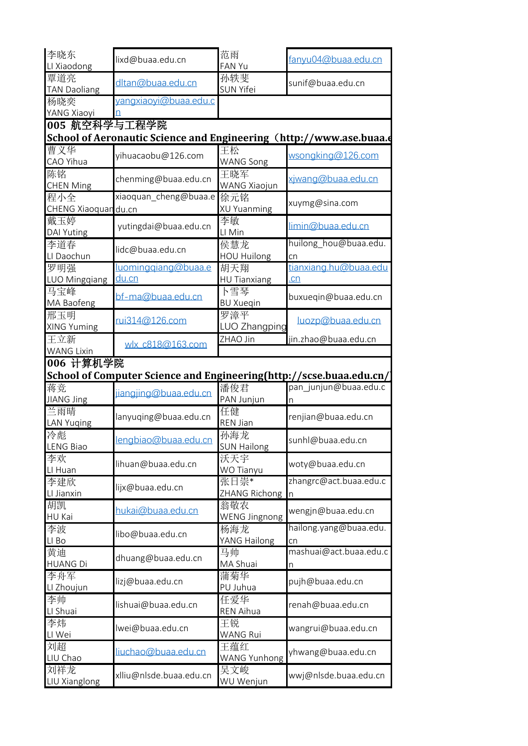| 李晓东 LI Xiaodong | lixd@buaa.edu.cn | 范雨 FAN Yu | fanyu04@buaa.edu.cn |
|---|---|---|---|
| 覃道亮 TAN Daoliang | dltan@buaa.edu.cn | 孙轶斐 SUN Yifei | sunif@buaa.edu.cn |
| 杨晓奕 YANG Xiaoyi | yangxiaoyi@buaa.edu.cn | | |

## 005 航空科学与工程学院

**School of Aeronautic Science and Engineering（http://www.ase.buaa.e**

| 曹义华 CAO Yihua | yihuacaobu@126.com | 王松 WANG Song | wsongking@126.com |
|---|---|---|---|
| 陈铭 CHEN Ming | chenming@buaa.edu.cn | 王晓军 WANG Xiaojun | xjwang@buaa.edu.cn |
| 程小全 CHENG Xiaoquan | xiaoquan_cheng@buaa.edu.cn | 徐元铭 XU Yuanming | xuymg@sina.com |
| 戴玉婷 DAI Yuting | yutingdai@buaa.edu.cn | 李敏 LI Min | limin@buaa.edu.cn |
| 李道春 LI Daochun | lidc@buaa.edu.cn | 侯慧龙 HOU Huilong | huilong_hou@buaa.edu.cn |
| 罗明强 LUO Mingqiang | luomingqiang@buaa.edu.cn | 胡天翔 HU Tianxiang | tianxiang.hu@buaa.edu.cn |
| 马宝峰 MA Baofeng | bf-ma@buaa.edu.cn | 卜雪琴 BU Xueqin | buxueqin@buaa.edu.cn |
| 邢玉明 XING Yuming | rui314@126.com | 罗漳平 LUO Zhangping | luozp@buaa.edu.cn |
| 王立新 WANG Lixin | wlx_c818@163.com | ZHAO Jin | jin.zhao@buaa.edu.cn |

## 006 计算机学院

**School of Computer Science and Engineering(http://scse.buaa.edu.cn/**

| 蒋竞 JIANG Jing | jiangjing@buaa.edu.cn | 潘俊君 PAN Junjun | pan_junjun@buaa.edu.cn |
|---|---|---|---|
| 兰雨晴 LAN Yuqing | lanyuqing@buaa.edu.cn | 任健 REN Jian | renjian@buaa.edu.cn |
| 冷彪 LENG Biao | lengbiao@buaa.edu.cn | 孙海龙 SUN Hailong | sunhl@buaa.edu.cn |
| 李欢 LI Huan | lihuan@buaa.edu.cn | 沃天宇 WO Tianyu | woty@buaa.edu.cn |
| 李建欣 LI Jianxin | lijx@buaa.edu.cn | 张日崇* ZHANG Richong | zhangrc@act.buaa.edu.cn |
| 胡凯 HU Kai | hukai@buaa.edu.cn | 翁敬农 WENG Jingnong | wengjn@buaa.edu.cn |
| 李波 LI Bo | libo@buaa.edu.cn | 杨海龙 YANG Hailong | hailong.yang@buaa.edu.cn |
| 黄迪 HUANG Di | dhuang@buaa.edu.cn | 马帅 MA Shuai | mashuai@act.buaa.edu.cn |
| 李舟军 LI Zhoujun | lizj@buaa.edu.cn | 蒲菊华 PU Juhua | pujh@buaa.edu.cn |
| 李帅 LI Shuai | lishuai@buaa.edu.cn | 任爱华 REN Aihua | renah@buaa.edu.cn |
| 李炜 LI Wei | lwei@buaa.edu.cn | 王锐 WANG Rui | wangrui@buaa.edu.cn |
| 刘超 LIU Chao | liuchao@buaa.edu.cn | 王蕴红 WANG Yunhong | yhwang@buaa.edu.cn |
| 刘祥龙 LIU Xianglong | xlliu@nlsde.buaa.edu.cn | 吴文峻 WU Wenjun | wwj@nlsde.buaa.edu.cn |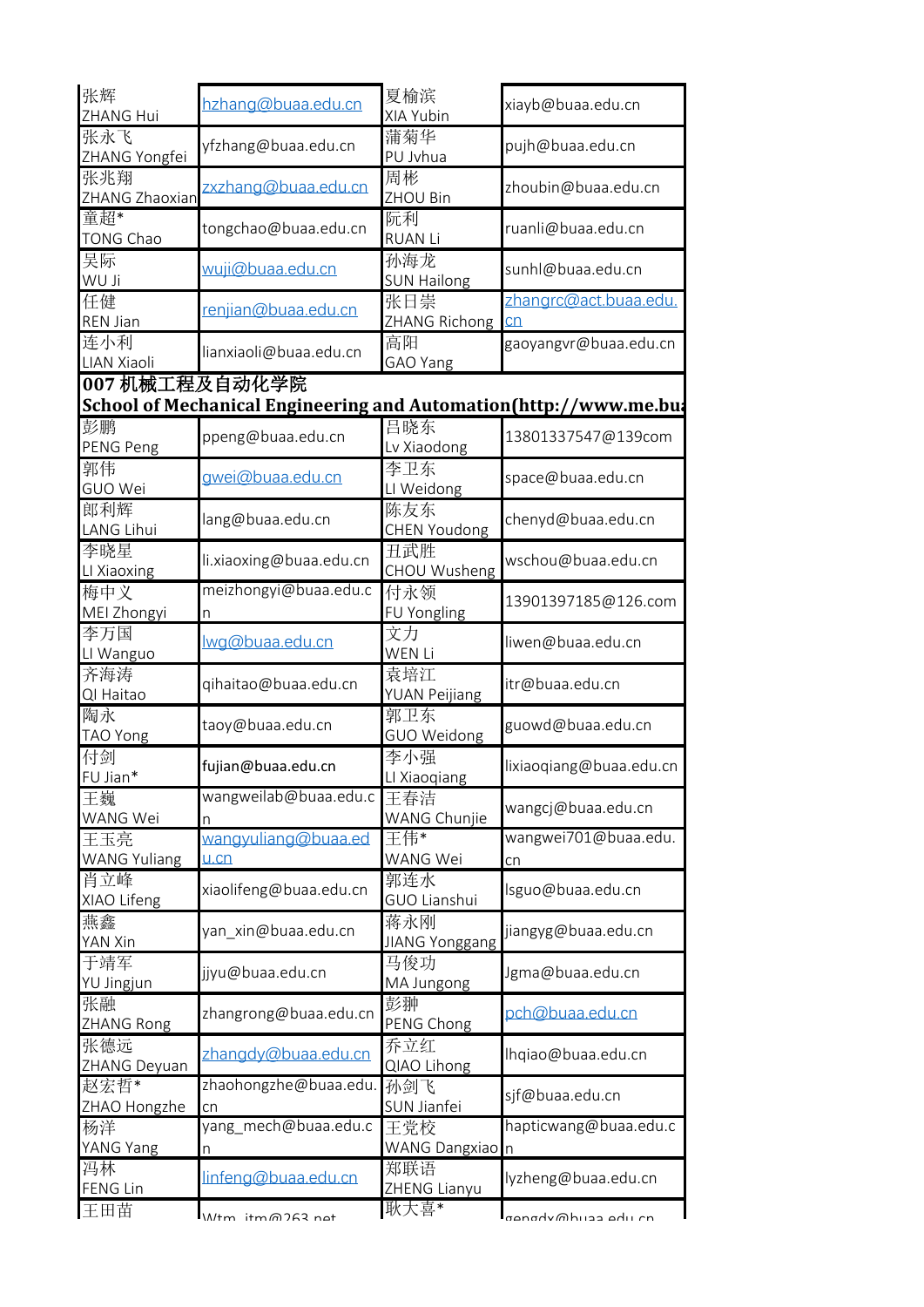| | | | |
|---|---|---|---|
| 张辉<br>ZHANG Hui | hzhang@buaa.edu.cn | 夏榆滨<br>XIA Yubin | xiayb@buaa.edu.cn |
| 张永飞<br>ZHANG Yongfei | yfzhang@buaa.edu.cn | 蒲菊华<br>PU Jvhua | pujh@buaa.edu.cn |
| 张兆翔<br>ZHANG Zhaoxian | zxzhang@buaa.edu.cn | 周彬<br>ZHOU Bin | zhoubin@buaa.edu.cn |
| 童超*<br>TONG Chao | tongchao@buaa.edu.cn | 阮利<br>RUAN Li | ruanli@buaa.edu.cn |
| 吴际<br>WU Ji | wuji@buaa.edu.cn | 孙海龙<br>SUN Hailong | sunhl@buaa.edu.cn |
| 任健<br>REN Jian | renjian@buaa.edu.cn | 张日崇<br>ZHANG Richong | zhangrc@act.buaa.edu.cn |
| 连小利<br>LIAN Xiaoli | lianxiaoli@buaa.edu.cn | 高阳<br>GAO Yang | gaoyangvr@buaa.edu.cn |
| **007 机械工程及自动化学院<br>School of Mechanical Engineering and Automation(http://www.me.bu** | | | |
| 彭鹏<br>PENG Peng | ppeng@buaa.edu.cn | 吕晓东<br>Lv Xiaodong | 13801337547@139com |
| 郭伟<br>GUO Wei | gwei@buaa.edu.cn | 李卫东<br>LI Weidong | space@buaa.edu.cn |
| 郎利辉<br>LANG Lihui | lang@buaa.edu.cn | 陈友东<br>CHEN Youdong | chenyd@buaa.edu.cn |
| 李晓星<br>LI Xiaoxing | li.xiaoxing@buaa.edu.cn | 丑武胜<br>CHOU Wusheng | wschou@buaa.edu.cn |
| 梅中义<br>MEI Zhongyi | meizhongyi@buaa.edu.cn | 付永领<br>FU Yongling | 13901397185@126.com |
| 李万国<br>LI Wanguo | lwg@buaa.edu.cn | 文力<br>WEN Li | liwen@buaa.edu.cn |
| 齐海涛<br>QI Haitao | qihaitao@buaa.edu.cn | 袁培江<br>YUAN Peijiang | itr@buaa.edu.cn |
| 陶永<br>TAO Yong | taoy@buaa.edu.cn | 郭卫东<br>GUO Weidong | guowd@buaa.edu.cn |
| 付剑<br>FU Jian* | fujian@buaa.edu.cn | 李小强<br>LI Xiaoqiang | lixiaoqiang@buaa.edu.cn |
| 王巍<br>WANG Wei | wangweilab@buaa.edu.cn | 王春洁<br>WANG Chunjie | wangcj@buaa.edu.cn |
| 王玉亮<br>WANG Yuliang | wangyuliang@buaa.edu.cn | 王伟*<br>WANG Wei | wangwei701@buaa.edu.cn |
| 肖立峰<br>XIAO Lifeng | xiaolifeng@buaa.edu.cn | 郭连水<br>GUO Lianshui | lsguo@buaa.edu.cn |
| 燕鑫<br>YAN Xin | yan_xin@buaa.edu.cn | 蒋永刚<br>JIANG Yonggang | jiangyg@buaa.edu.cn |
| 于靖军<br>YU Jingjun | jjyu@buaa.edu.cn | 马俊功<br>MA Jungong | Jgma@buaa.edu.cn |
| 张融<br>ZHANG Rong | zhangrong@buaa.edu.cn | 彭翀<br>PENG Chong | pch@buaa.edu.cn |
| 张德远<br>ZHANG Deyuan | zhangdy@buaa.edu.cn | 乔立红<br>QIAO Lihong | lhqiao@buaa.edu.cn |
| 赵宏哲*<br>ZHAO Hongzhe | zhaohongzhe@buaa.edu.cn | 孙剑飞<br>SUN Jianfei | sjf@buaa.edu.cn |
| 杨洋<br>YANG Yang | yang_mech@buaa.edu.cn | 王党校<br>WANG Dangxiao | hapticwang@buaa.edu.cn |
| 冯林<br>FENG Lin | linfeng@buaa.edu.cn | 郑联语<br>ZHENG Lianyu | lyzheng@buaa.edu.cn |
| 王田苗 | Wtm_itm@263.net | 耿大喜* | gengdx@buaa.edu.cn |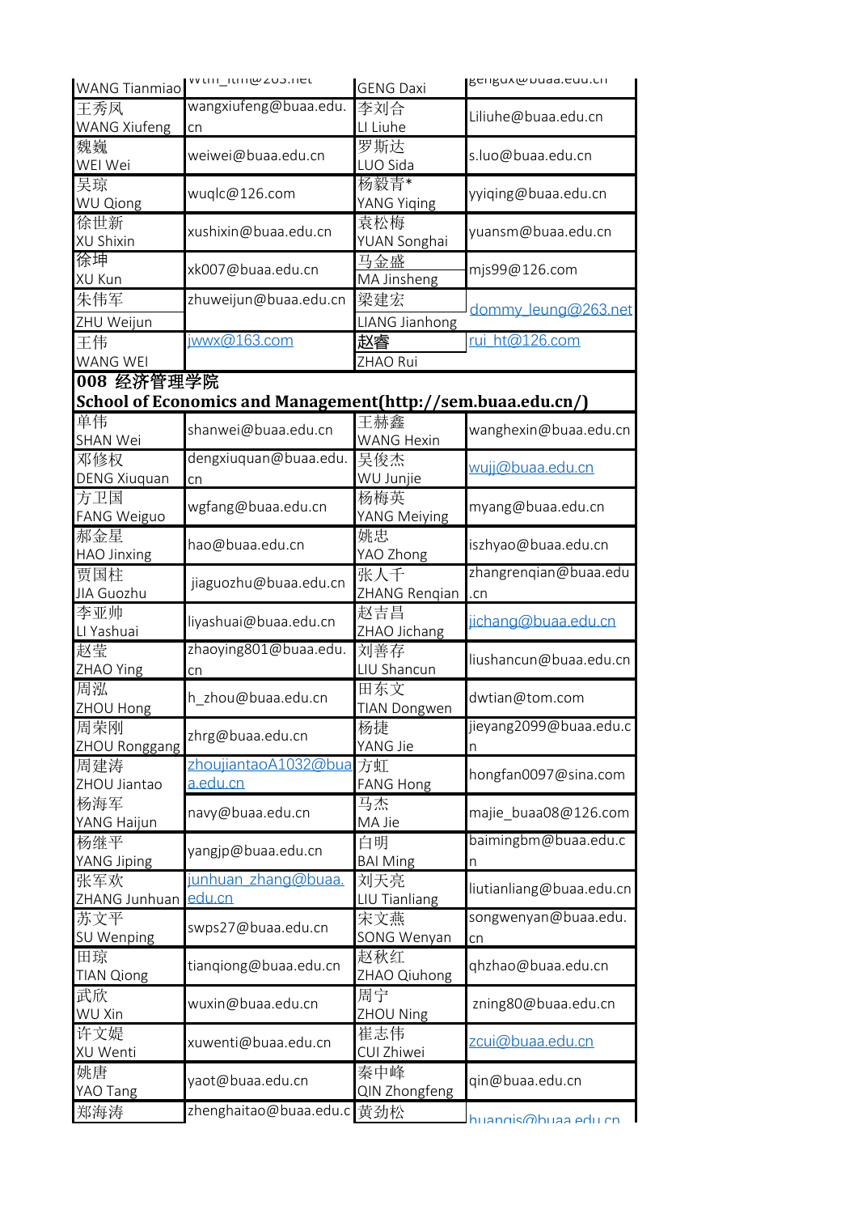| | | | |
|---|---|---|---|
| WANG Tianmiao | wtm_itm@263.net | GENG Daxi | gengdx@buaa.edu.cn |
| 王秀凤 WANG Xiufeng | wangxiufeng@buaa.edu.cn | 李刘合 LI Liuhe | Liliuhe@buaa.edu.cn |
| 魏巍 WEI Wei | weiwei@buaa.edu.cn | 罗斯达 LUO Sida | s.luo@buaa.edu.cn |
| 吴琼 WU Qiong | wuqlc@126.com | 杨毅青* YANG Yiqing | yyiqing@buaa.edu.cn |
| 徐世新 XU Shixin | xushixin@buaa.edu.cn | 袁松梅 YUAN Songhai | yuansm@buaa.edu.cn |
| 徐坤 XU Kun | xk007@buaa.edu.cn | 马金盛 MA Jinsheng | mjs99@126.com |
| 朱伟军 ZHU Weijun | zhuweijun@buaa.edu.cn | 梁建宏 LIANG Jianhong | dommy_leung@263.net |
| 王伟 WANG WEI | jwwx@163.com | 赵睿 ZHAO Rui | rui_ht@126.com |

**008 经济管理学院**

**School of Economics and Management(http://sem.buaa.edu.cn/)**

| | | | |
|---|---|---|---|
| 单伟 SHAN Wei | shanwei@buaa.edu.cn | 王赫鑫 WANG Hexin | wanghexin@buaa.edu.cn |
| 邓修权 DENG Xiuquan | dengxiuquan@buaa.edu.cn | 吴俊杰 WU Junjie | wujj@buaa.edu.cn |
| 方卫国 FANG Weiguo | wgfang@buaa.edu.cn | 杨梅英 YANG Meiying | myang@buaa.edu.cn |
| 郝金星 HAO Jinxing | hao@buaa.edu.cn | 姚忠 YAO Zhong | iszhyao@buaa.edu.cn |
| 贾国柱 JIA Guozhu | jiaguozhu@buaa.edu.cn | 张人千 ZHANG Renqian | zhangrenqian@buaa.edu.cn |
| 李亚帅 LI Yashuai | liyashuai@buaa.edu.cn | 赵吉昌 ZHAO Jichang | jichang@buaa.edu.cn |
| 赵莹 ZHAO Ying | zhaoying801@buaa.edu.cn | 刘善存 LIU Shancun | liushancun@buaa.edu.cn |
| 周泓 ZHOU Hong | h_zhou@buaa.edu.cn | 田东文 TIAN Dongwen | dwtian@tom.com |
| 周荣刚 ZHOU Ronggang | zhrg@buaa.edu.cn | 杨捷 YANG Jie | jieyang2099@buaa.edu.cn |
| 周建涛 ZHOU Jiantao | zhoujiantaoA1032@buaa.edu.cn | 方虹 FANG Hong | hongfan0097@sina.com |
| 杨海军 YANG Haijun | navy@buaa.edu.cn | 马杰 MA Jie | majie_buaa08@126.com |
| 杨继平 YANG Jiping | yangjp@buaa.edu.cn | 白明 BAI Ming | baimingbm@buaa.edu.cn |
| 张军欢 ZHANG Junhuan | junhuan_zhang@buaa.edu.cn | 刘天亮 LIU Tianliang | liutianliang@buaa.edu.cn |
| 苏文平 SU Wenping | swps27@buaa.edu.cn | 宋文燕 SONG Wenyan | songwenyan@buaa.edu.cn |
| 田琼 TIAN Qiong | tianqiong@buaa.edu.cn | 赵秋红 ZHAO Qiuhong | qhzhao@buaa.edu.cn |
| 武欣 WU Xin | wuxin@buaa.edu.cn | 周宁 ZHOU Ning | zning80@buaa.edu.cn |
| 许文媞 XU Wenti | xuwenti@buaa.edu.cn | 崔志伟 CUI Zhiwei | zcui@buaa.edu.cn |
| 姚唐 YAO Tang | yaot@buaa.edu.cn | 秦中峰 QIN Zhongfeng | qin@buaa.edu.cn |
| 郑海涛 | zhenghaitao@buaa.edu.cn | 黄劲松 | huangjs@buaa.edu.cn |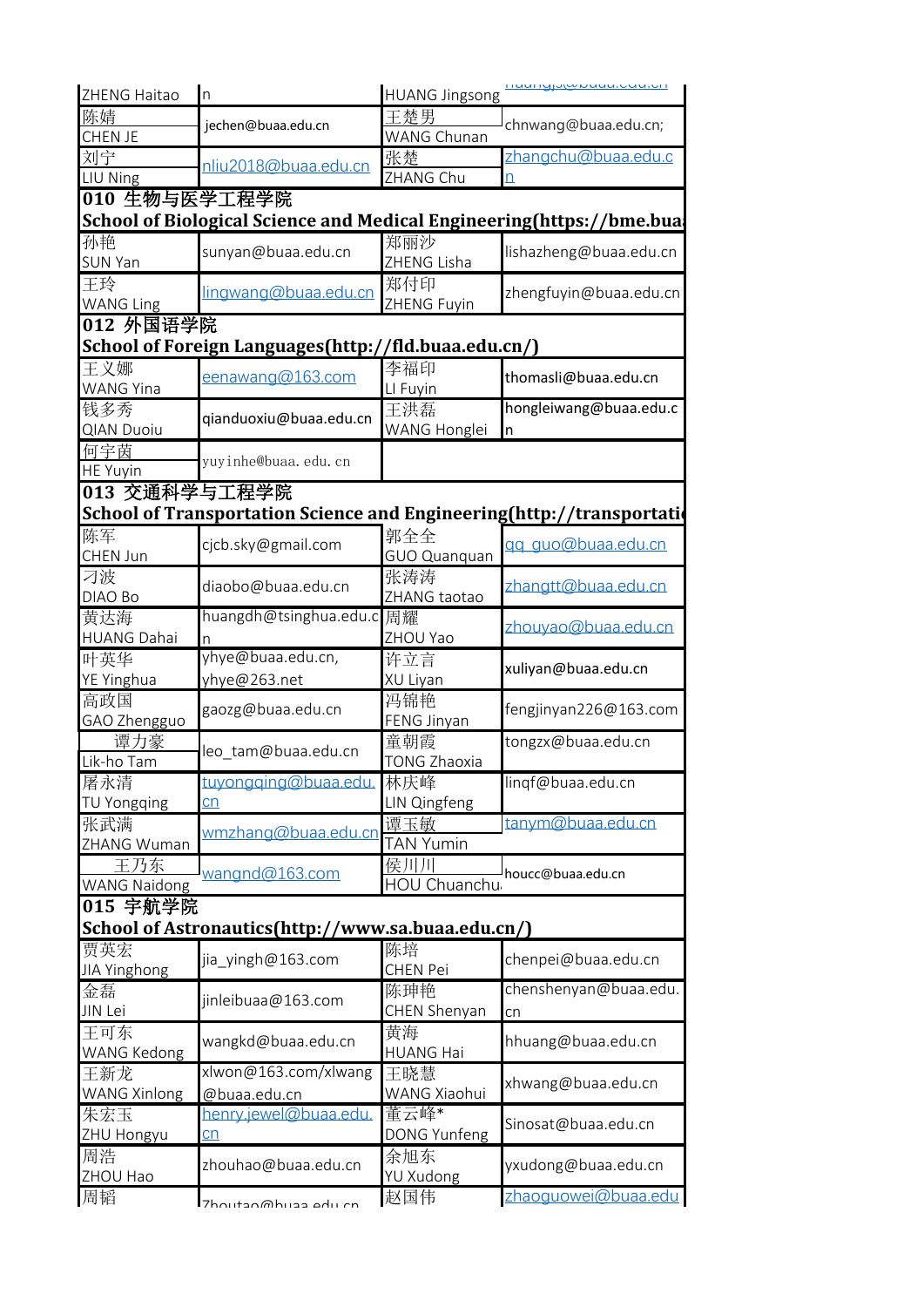| | | | |
|---|---|---|---|
| ZHENG Haitao | n | HUANG Jingsong | huangjs@buaa.edu.cn |
| 陈婧<br>CHEN JE | jechen@buaa.edu.cn | 王楚男<br>WANG Chunan | chnwang@buaa.edu.cn; |
| 刘宁<br>LIU Ning | nliu2018@buaa.edu.cn | 张楚<br>ZHANG Chu | zhangchu@buaa.edu.cn |
| **010 生物与医学工程学院<br>School of Biological Science and Medical Engineering(https://bme.bua** | | | |
| 孙艳<br>SUN Yan | sunyan@buaa.edu.cn | 郑丽沙<br>ZHENG Lisha | lishazheng@buaa.edu.cn |
| 王玲<br>WANG Ling | lingwang@buaa.edu.cn | 郑付印<br>ZHENG Fuyin | zhengfuyin@buaa.edu.cn |
| **012 外国语学院<br>School of Foreign Languages(http://fld.buaa.edu.cn/)** | | | |
| 王义娜<br>WANG Yina | eenawang@163.com | 李福印<br>LI Fuyin | thomasli@buaa.edu.cn |
| 钱多秀<br>QIAN Duoiu | qianduoxiu@buaa.edu.cn | 王洪磊<br>WANG Honglei | hongleiwang@buaa.edu.cn |
| 何宇茵<br>HE Yuyin | yuyinhe@buaa. edu. cn | | |
| **013 交通科学与工程学院<br>School of Transportation Science and Engineering(http://transportati** | | | |
| 陈军<br>CHEN Jun | cjcb.sky@gmail.com | 郭全全<br>GUO Quanquan | qq_guo@buaa.edu.cn |
| 刁波<br>DIAO Bo | diaobo@buaa.edu.cn | 张涛涛<br>ZHANG taotao | zhangtt@buaa.edu.cn |
| 黄达海<br>HUANG Dahai | huangdh@tsinghua.edu.cn | 周耀<br>ZHOU Yao | zhouyao@buaa.edu.cn |
| 叶英华<br>YE Yinghua | yhye@buaa.edu.cn,<br>yhye@263.net | 许立言<br>XU Liyan | xuliyan@buaa.edu.cn |
| 高政国<br>GAO Zhengguo | gaozg@buaa.edu.cn | 冯锦艳<br>FENG Jinyan | fengjinyan226@163.com |
| 谭力豪<br>Lik-ho Tam | leo_tam@buaa.edu.cn | 童朝霞<br>TONG Zhaoxia | tongzx@buaa.edu.cn |
| 屠永清<br>TU Yongqing | tuyongqing@buaa.edu.cn | 林庆峰<br>LIN Qingfeng | linqf@buaa.edu.cn |
| 张武满<br>ZHANG Wuman | wmzhang@buaa.edu.cn | 谭玉敏<br>TAN Yumin | tanym@buaa.edu.cn |
| 王乃东<br>WANG Naidong | wangnd@163.com | 侯川川<br>HOU Chuanchu | houcc@buaa.edu.cn |
| **015 宇航学院<br>School of Astronautics(http://www.sa.buaa.edu.cn/)** | | | |
| 贾英宏<br>JIA Yinghong | jia_yingh@163.com | 陈培<br>CHEN Pei | chenpei@buaa.edu.cn |
| 金磊<br>JIN Lei | jinleibuaa@163.com | 陈珅艳<br>CHEN Shenyan | chenshenyan@buaa.edu.cn |
| 王可东<br>WANG Kedong | wangkd@buaa.edu.cn | 黄海<br>HUANG Hai | hhuang@buaa.edu.cn |
| 王新龙<br>WANG Xinlong | xlwon@163.com/xlwang@buaa.edu.cn | 王晓慧<br>WANG Xiaohui | xhwang@buaa.edu.cn |
| 朱宏玉<br>ZHU Hongyu | henry.jewel@buaa.edu.cn | 董云峰*<br>DONG Yunfeng | Sinosat@buaa.edu.cn |
| 周浩<br>ZHOU Hao | zhouhao@buaa.edu.cn | 余旭东<br>YU Xudong | yxudong@buaa.edu.cn |
| 周韬 | Zhoutao@buaa.edu.cn | 赵国伟 | zhaoguowei@buaa.edu |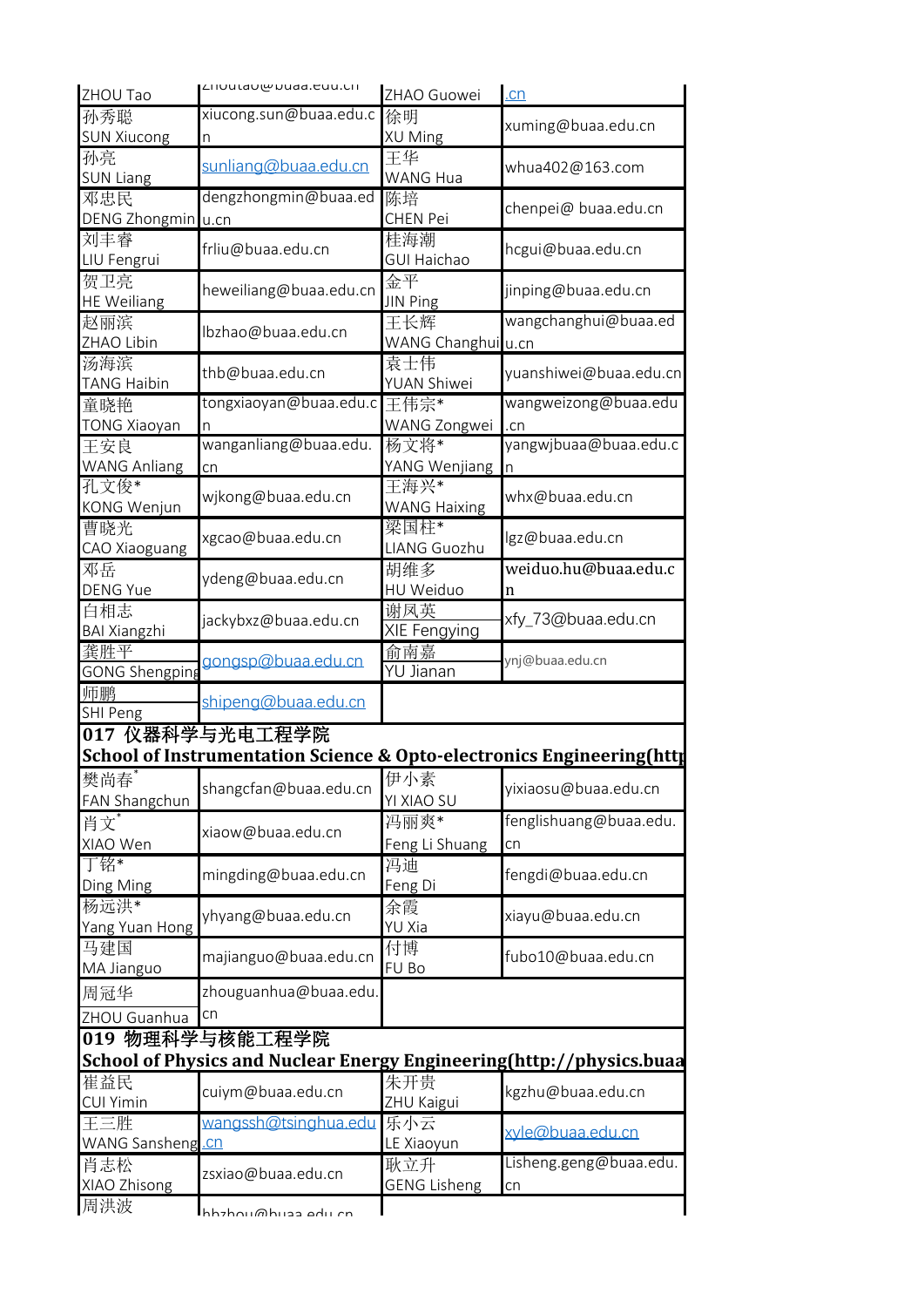| | | | |
|---|---|---|---|
| ZHOU Tao | zhoutao@buaa.edu.cn | ZHAO Guowei | .cn |
| 孙秀聪 SUN Xiucong | xiucong.sun@buaa.edu.cn | 徐明 XU Ming | xuming@buaa.edu.cn |
| 孙亮 SUN Liang | sunliang@buaa.edu.cn | 王华 WANG Hua | whua402@163.com |
| 邓忠民 DENG Zhongmin | dengzhongmin@buaa.edu.cn | 陈培 CHEN Pei | chenpei@ buaa.edu.cn |
| 刘丰睿 LIU Fengrui | frliu@buaa.edu.cn | 桂海潮 GUI Haichao | hcgui@buaa.edu.cn |
| 贺卫亮 HE Weiliang | heweiliang@buaa.edu.cn | 金平 JIN Ping | jinping@buaa.edu.cn |
| 赵丽滨 ZHAO Libin | lbzhao@buaa.edu.cn | 王长辉 WANG Changhui | wangchanghui@buaa.edu.cn |
| 汤海滨 TANG Haibin | thb@buaa.edu.cn | 袁士伟 YUAN Shiwei | yuanshiwei@buaa.edu.cn |
| 童晓艳 TONG Xiaoyan | tongxiaoyan@buaa.edu.cn | 王伟宗* WANG Zongwei | wangweizong@buaa.edu.cn |
| 王安良 WANG Anliang | wanganliang@buaa.edu.cn | 杨文将* YANG Wenjiang | yangwjbuaa@buaa.edu.cn |
| 孔文俊* KONG Wenjun | wjkong@buaa.edu.cn | 王海兴* WANG Haixing | whx@buaa.edu.cn |
| 曹晓光 CAO Xiaoguang | xgcao@buaa.edu.cn | 梁国柱* LIANG Guozhu | lgz@buaa.edu.cn |
| 邓岳 DENG Yue | ydeng@buaa.edu.cn | 胡维多 HU Weiduo | weiduo.hu@buaa.edu.cn |
| 白相志 BAI Xiangzhi | jackybxz@buaa.edu.cn | 谢凤英 XIE Fengying | xfy_73@buaa.edu.cn |
| 龚胜平 GONG Shengping | gongsp@buaa.edu.cn | 俞南嘉 YU Jianan | ynj@buaa.edu.cn |
| 师鹏 SHI Peng | shipeng@buaa.edu.cn | | |
| **017 仪器科学与光电工程学院 School of Instrumentation Science & Opto-electronics Engineering(http** | | | |
| 樊尚春* FAN Shangchun | shangcfan@buaa.edu.cn | 伊小素 YI XIAO SU | yixiaosu@buaa.edu.cn |
| 肖文* XIAO Wen | xiaow@buaa.edu.cn | 冯丽爽* Feng Li Shuang | fenglishuang@buaa.edu.cn |
| 丁铭* Ding Ming | mingding@buaa.edu.cn | 冯迪 Feng Di | fengdi@buaa.edu.cn |
| 杨远洪* Yang Yuan Hong | yhyang@buaa.edu.cn | 余霞 YU Xia | xiayu@buaa.edu.cn |
| 马建国 MA Jianguo | majianguo@buaa.edu.cn | 付博 FU Bo | fubo10@buaa.edu.cn |
| 周冠华 ZHOU Guanhua | zhouguanhua@buaa.edu.cn | | |
| **019 物理科学与核能工程学院 School of Physics and Nuclear Energy Engineering(http://physics.buaa** | | | |
| 崔益民 CUI Yimin | cuiym@buaa.edu.cn | 朱开贵 ZHU Kaigui | kgzhu@buaa.edu.cn |
| 王三胜 WANG Sansheng | wangssh@tsinghua.edu.cn | 乐小云 LE Xiaoyun | xyle@buaa.edu.cn |
| 肖志松 XIAO Zhisong | zsxiao@buaa.edu.cn | 耿立升 GENG Lisheng | Lisheng.geng@buaa.edu.cn |
| 周洪波 | hbzhou@buaa.edu.cn | | |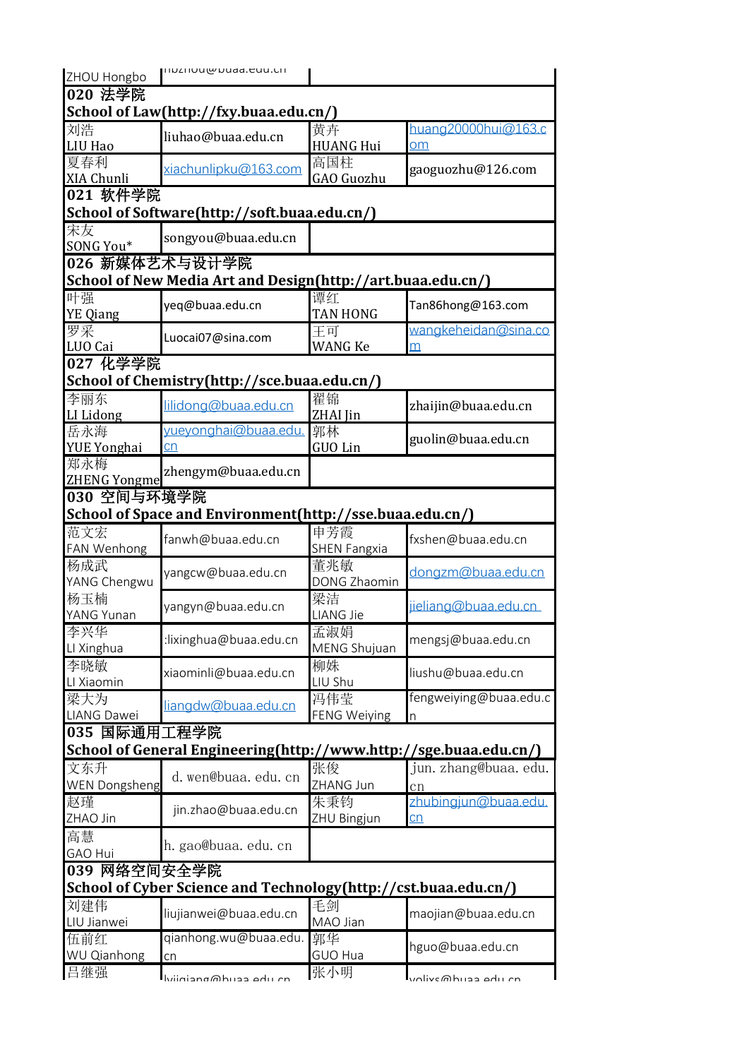| | | | |
|---|---|---|---|
| ZHOU Hongbo | hbzhou@buaa.edu.cn | | |
| **020 法学院 School of Law(http://fxy.buaa.edu.cn/)** | | | |
| 刘浩 LIU Hao | liuhao@buaa.edu.cn | 黄卉 HUANG Hui | huang20000hui@163.com |
| 夏春利 XIA Chunli | xiachunlipku@163.com | 高国柱 GAO Guozhu | gaoguozhu@126.com |
| **021 软件学院 School of Software(http://soft.buaa.edu.cn/)** | | | |
| 宋友 SONG You* | songyou@buaa.edu.cn | | |
| **026 新媒体艺术与设计学院 School of New Media Art and Design(http://art.buaa.edu.cn/)** | | | |
| 叶强 YE Qiang | yeq@buaa.edu.cn | 谭红 TAN HONG | Tan86hong@163.com |
| 罗采 LUO Cai | Luocai07@sina.com | 王可 WANG Ke | wangkeheidan@sina.com |
| **027 化学学院 School of Chemistry(http://sce.buaa.edu.cn/)** | | | |
| 李丽东 LI Lidong | lilidong@buaa.edu.cn | 翟锦 ZHAI Jin | zhaijin@buaa.edu.cn |
| 岳永海 YUE Yonghai | yueyonghai@buaa.edu.cn | 郭林 GUO Lin | guolin@buaa.edu.cn |
| 郑永梅 ZHENG Yongme | zhengym@buaa.edu.cn | | |
| **030 空间与环境学院 School of Space and Environment(http://sse.buaa.edu.cn/)** | | | |
| 范文宏 FAN Wenhong | fanwh@buaa.edu.cn | 申芳霞 SHEN Fangxia | fxshen@buaa.edu.cn |
| 杨成武 YANG Chengwu | yangcw@buaa.edu.cn | 董兆敏 DONG Zhaomin | dongzm@buaa.edu.cn |
| 杨玉楠 YANG Yunan | yangyn@buaa.edu.cn | 梁洁 LIANG Jie | jieliang@buaa.edu.cn |
| 李兴华 LI Xinghua | :lixinghua@buaa.edu.cn | 孟淑娟 MENG Shujuan | mengsj@buaa.edu.cn |
| 李晓敏 LI Xiaomin | xiaominli@buaa.edu.cn | 柳姝 LIU Shu | liushu@buaa.edu.cn |
| 梁大为 LIANG Dawei | liangdw@buaa.edu.cn | 冯伟莹 FENG Weiying | fengweiying@buaa.edu.cn |
| **035 国际通用工程学院 School of General Engineering(http://www.http://sge.buaa.edu.cn/)** | | | |
| 文东升 WEN Dongsheng | d. wen@buaa. edu. cn | 张俊 ZHANG Jun | jun. zhang@buaa. edu. cn |
| 赵瑾 ZHAO Jin | jin.zhao@buaa.edu.cn | 朱秉钧 ZHU Bingjun | zhubingjun@buaa.edu.cn |
| 高慧 GAO Hui | h. gao@buaa. edu. cn | | |
| **039 网络空间安全学院 School of Cyber Science and Technology(http://cst.buaa.edu.cn/)** | | | |
| 刘建伟 LIU Jianwei | liujianwei@buaa.edu.cn | 毛剑 MAO Jian | maojian@buaa.edu.cn |
| 伍前红 WU Qianhong | qianhong.wu@buaa.edu.cn | 郭华 GUO Hua | hguo@buaa.edu.cn |
| 吕继强 | lvjiqiang@buaa.edu.cn | 张小明 | yolixs@buaa.edu.cn |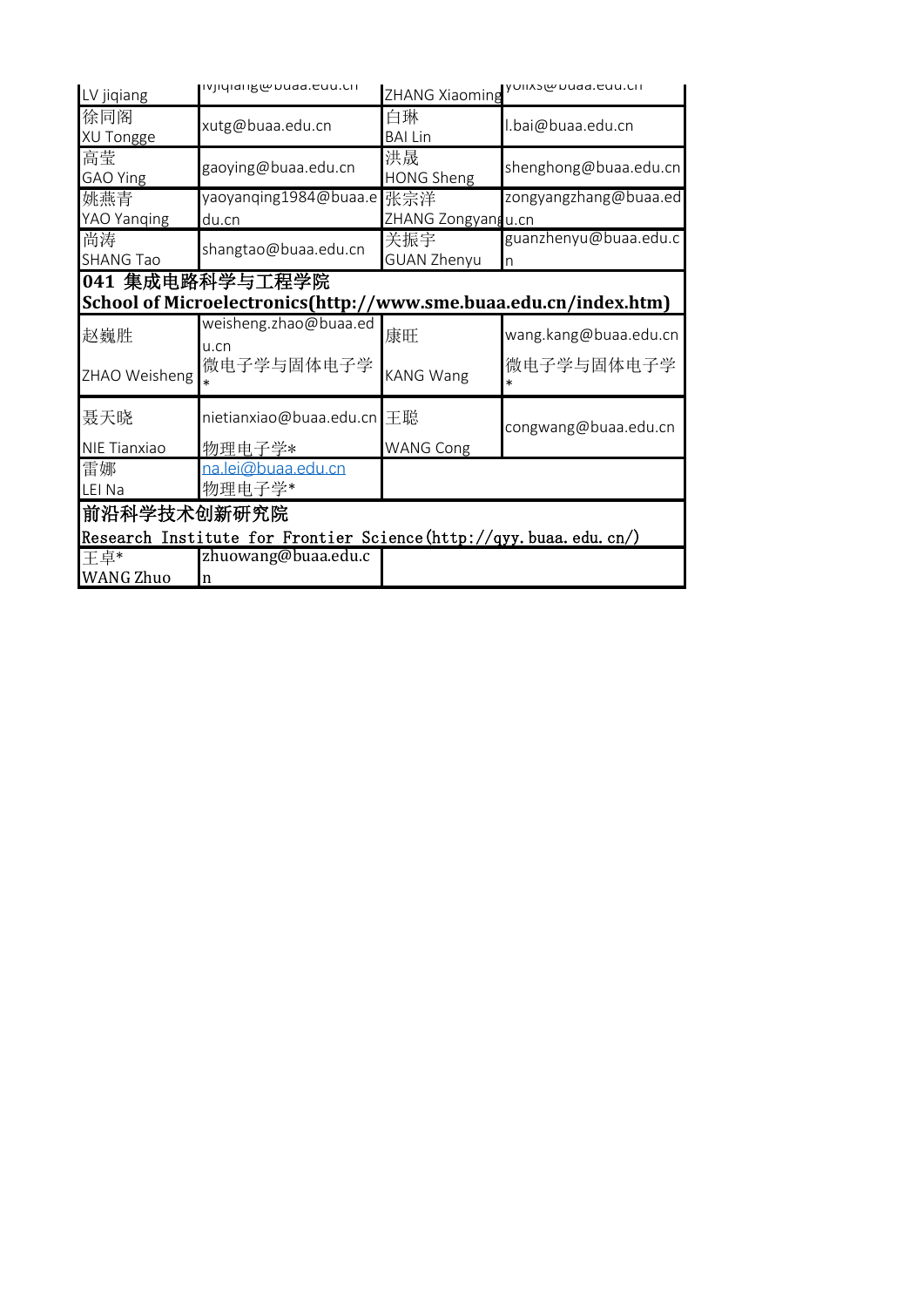| | | | |
|---|---|---|---|
| LV jiqiang | lvjiqiang@buaa.edu.cn | ZHANG Xiaoming | yolxs@buaa.edu.cn |
| 徐同阁 XU Tongge | xutg@buaa.edu.cn | 白琳 BAI Lin | l.bai@buaa.edu.cn |
| 高莹 GAO Ying | gaoying@buaa.edu.cn | 洪晟 HONG Sheng | shenghong@buaa.edu.cn |
| 姚燕青 YAO Yanqing | yaoyanqing1984@buaa.edu.cn | 张宗洋 ZHANG Zongyang | zongyangzhang@buaa.edu.cn |
| 尚涛 SHANG Tao | shangtao@buaa.edu.cn | 关振宇 GUAN Zhenyu | guanzhenyu@buaa.edu.cn |
| **041 集成电路科学与工程学院 School of Microelectronics(http://www.sme.buaa.edu.cn/index.htm)** | | | |
| 赵巍胜 ZHAO Weisheng | weisheng.zhao@buaa.edu.cn 微电子学与固体电子学* | 康旺 KANG Wang | wang.kang@buaa.edu.cn 微电子学与固体电子学* |
| 聂天晓 NIE Tianxiao | nietianxiao@buaa.edu.cn 物理电子学* | 王聪 WANG Cong | congwang@buaa.edu.cn |
| 雷娜 LEI Na | na.lei@buaa.edu.cn 物理电子学* | | |
| **前沿科学技术创新研究院 Research Institute for Frontier Science(http://qyy.buaa.edu.cn/)** | | | |
| 王卓* WANG Zhuo | zhuowang@buaa.edu.cn | | |